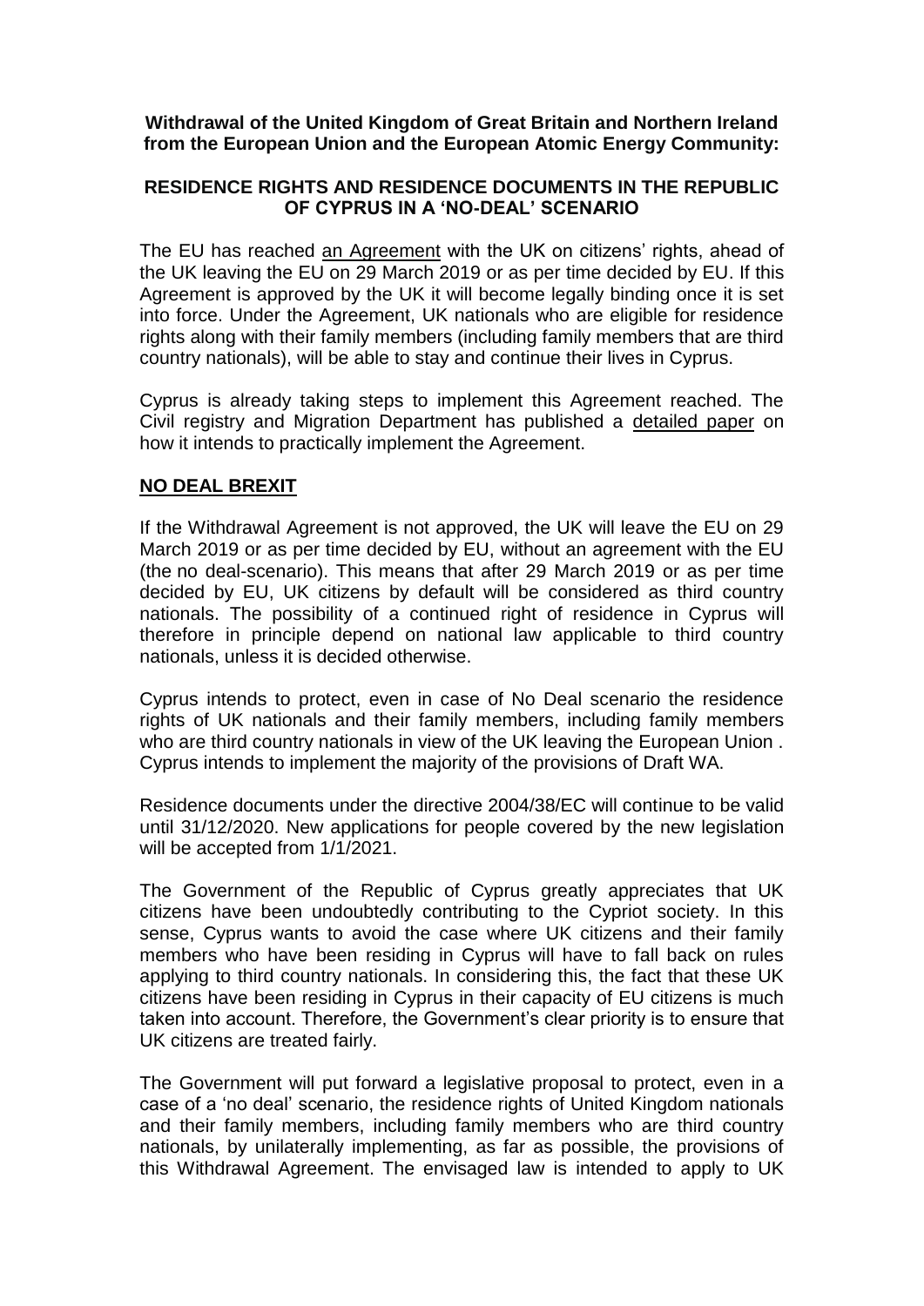**Withdrawal of the United Kingdom of Great Britain and Northern Ireland from the European Union and the European Atomic Energy Community:**

**RESIDENCE RIGHTS AND RESIDENCE DOCUMENTS IN THE REPUBLIC OF CYPRUS IN A 'NO-DEAL' SCENARIO**

The EU has reached an Agreement with the UK on citizens' rights, ahead of the UK leaving the EU on 29 March 2019 or as per time decided by EU. If this Agreement is approved by the UK it will become legally binding once it is set into force. Under the Agreement, UK nationals who are eligible for residence rights along with their family members (including family members that are third country nationals), will be able to stay and continue their lives in Cyprus.

Cyprus is already taking steps to implement this Agreement reached. The Civil registry and Migration Department has published a detailed paper on how it intends to practically implement the Agreement.

**NO DEAL BREXIT**

If the Withdrawal Agreement is not approved, the UK will leave the EU on 29 March 2019 or as per time decided by EU, without an agreement with the EU (the no deal-scenario). This means that after 29 March 2019 or as per time decided by EU, UK citizens by default will be considered as third country nationals. The possibility of a continued right of residence in Cyprus will therefore in principle depend on national law applicable to third country nationals, unless it is decided otherwise.

Cyprus intends to protect, even in case of No Deal scenario the residence rights of UK nationals and their family members, including family members who are third country nationals in view of the UK leaving the European Union . Cyprus intends to implement the majority of the provisions of Draft WA.

Residence documents under the directive 2004/38/EC will continue to be valid until 31/12/2020. New applications for people covered by the new legislation will be accepted from 1/1/2021.

The Government of the Republic of Cyprus greatly appreciates that UK citizens have been undoubtedly contributing to the Cypriot society. In this sense, Cyprus wants to avoid the case where UK citizens and their family members who have been residing in Cyprus will have to fall back on rules applying to third country nationals. In considering this, the fact that these UK citizens have been residing in Cyprus in their capacity of EU citizens is much taken into account. Therefore, the Government's clear priority is to ensure that UK citizens are treated fairly.

The Government will put forward a legislative proposal to protect, even in a case of a 'no deal' scenario, the residence rights of United Kingdom nationals and their family members, including family members who are third country nationals, by unilaterally implementing, as far as possible, the provisions of this Withdrawal Agreement. The envisaged law is intended to apply to UK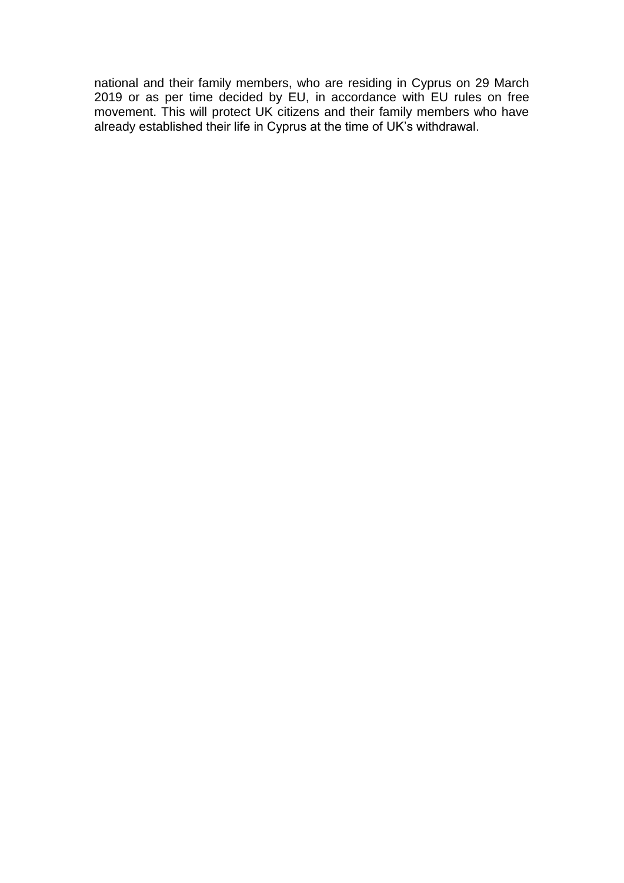national and their family members, who are residing in Cyprus on 29 March 2019 or as per time decided by EU, in accordance with EU rules on free movement. This will protect UK citizens and their family members who have already established their life in Cyprus at the time of UK's withdrawal.